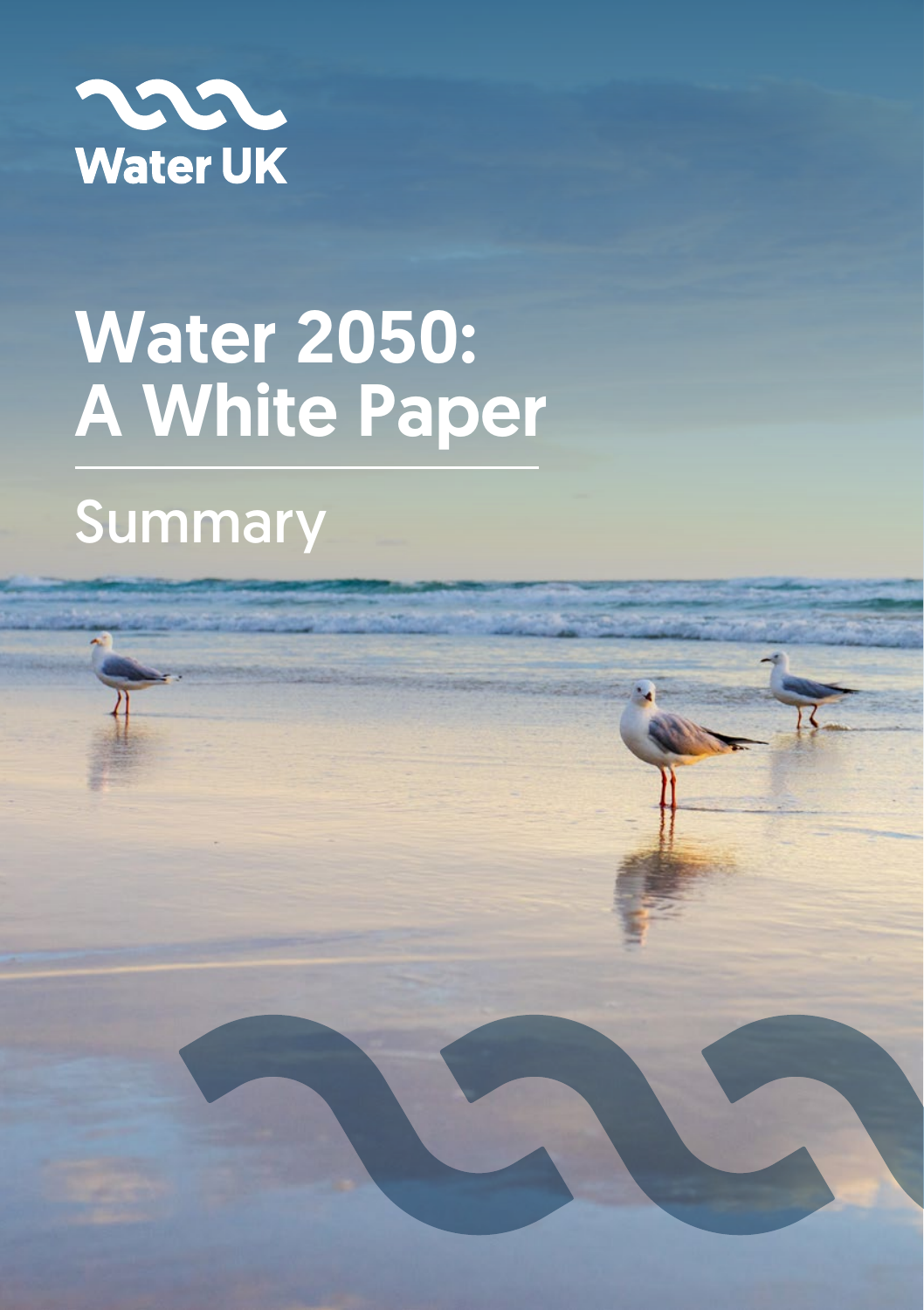Water UK

# Water 2050: A White Paper

## Summary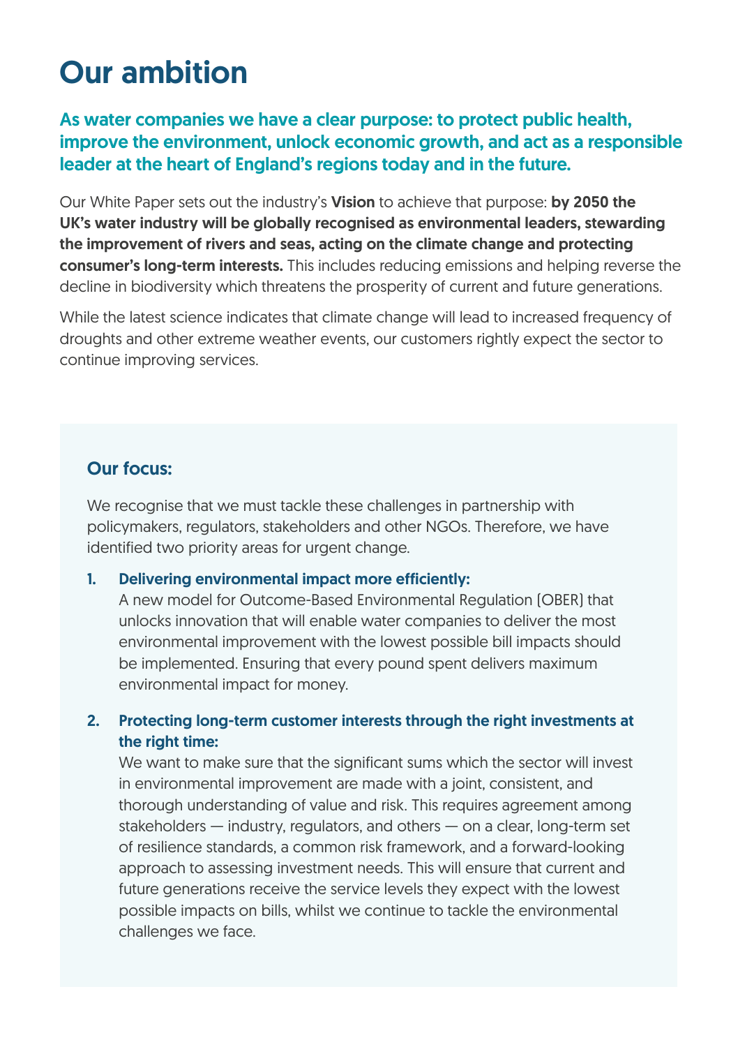# Our ambition

**As water companies we have a clear purpose: to protect public health, improve the environment, unlock economic growth, and act as a responsible leader at the heart of England's regions today and in the future.**

Our White Paper sets out the industry's **Vision** to achieve that purpose: **by 2050 the UK's water industry will be globally recognised as environmental leaders, stewarding the improvement of rivers and seas, acting on the climate change and protecting consumer's long-term interests.** This includes reducing emissions and helping reverse the decline in biodiversity which threatens the prosperity of current and future generations.

While the latest science indicates that climate change will lead to increased frequency of droughts and other extreme weather events, our customers rightly expect the sector to continue improving services.

### Our focus:

We recognise that we must tackle these challenges in partnership with policymakers, regulators, stakeholders and other NGOs. Therefore, we have identified two priority areas for urgent change.

1. **Delivering environmental impact more efficiently:**
   A new model for Outcome-Based Environmental Regulation (OBER) that unlocks innovation that will enable water companies to deliver the most environmental improvement with the lowest possible bill impacts should be implemented. Ensuring that every pound spent delivers maximum environmental impact for money.

2. **Protecting long-term customer interests through the right investments at the right time:**
   We want to make sure that the significant sums which the sector will invest in environmental improvement are made with a joint, consistent, and thorough understanding of value and risk. This requires agreement among stakeholders — industry, regulators, and others — on a clear, long-term set of resilience standards, a common risk framework, and a forward-looking approach to assessing investment needs. This will ensure that current and future generations receive the service levels they expect with the lowest possible impacts on bills, whilst we continue to tackle the environmental challenges we face.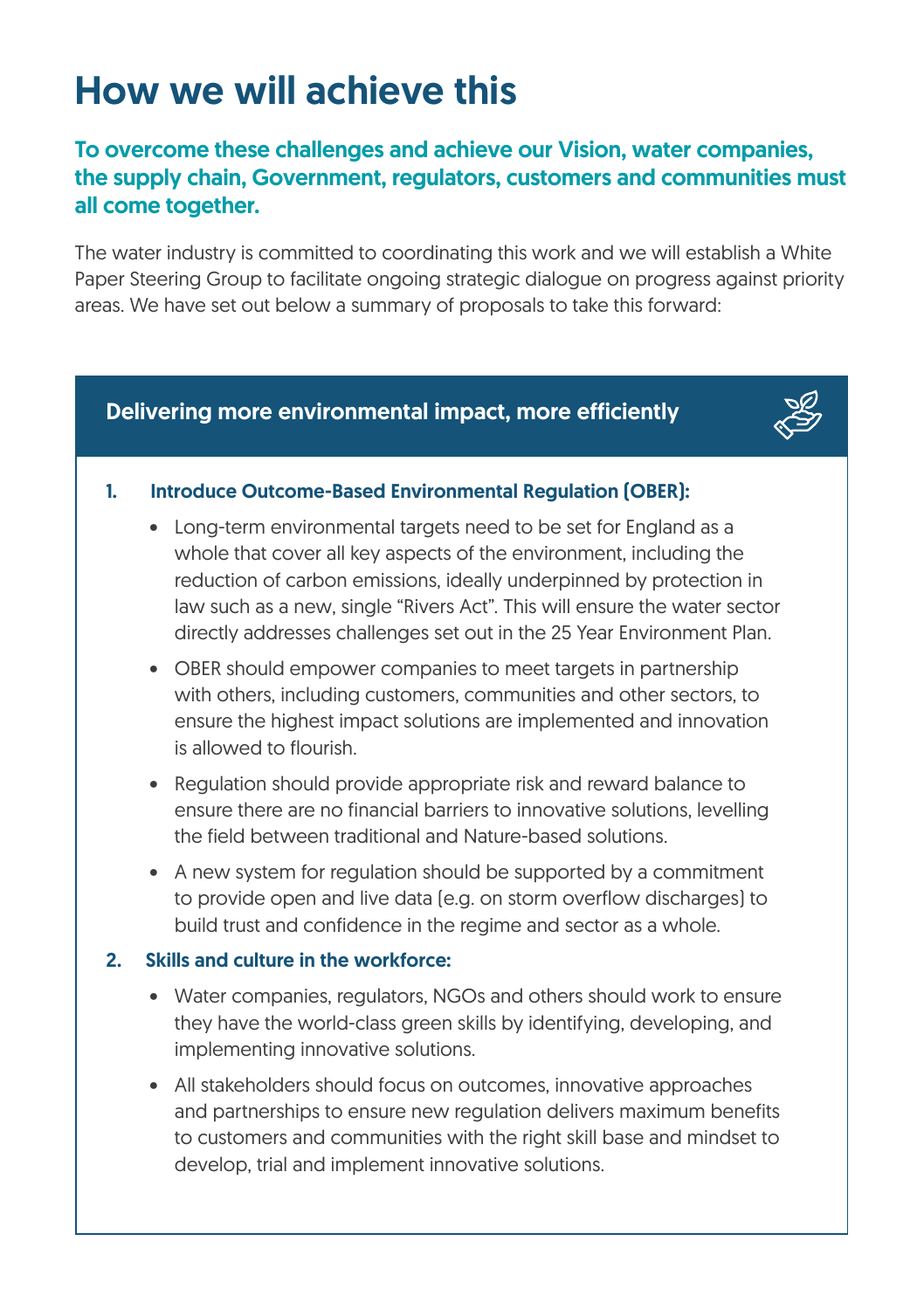# How we will achieve this

## To overcome these challenges and achieve our Vision, water companies, the supply chain, Government, regulators, customers and communities must all come together.

The water industry is committed to coordinating this work and we will establish a White Paper Steering Group to facilitate ongoing strategic dialogue on progress against priority areas. We have set out below a summary of proposals to take this forward:

### Delivering more environmental impact, more efficiently

1. **Introduce Outcome-Based Environmental Regulation (OBER):**
   - Long-term environmental targets need to be set for England as a whole that cover all key aspects of the environment, including the reduction of carbon emissions, ideally underpinned by protection in law such as a new, single "Rivers Act". This will ensure the water sector directly addresses challenges set out in the 25 Year Environment Plan.
   - OBER should empower companies to meet targets in partnership with others, including customers, communities and other sectors, to ensure the highest impact solutions are implemented and innovation is allowed to flourish.
   - Regulation should provide appropriate risk and reward balance to ensure there are no financial barriers to innovative solutions, levelling the field between traditional and Nature-based solutions.
   - A new system for regulation should be supported by a commitment to provide open and live data (e.g. on storm overflow discharges) to build trust and confidence in the regime and sector as a whole.

2. **Skills and culture in the workforce:**
   - Water companies, regulators, NGOs and others should work to ensure they have the world-class green skills by identifying, developing, and implementing innovative solutions.
   - All stakeholders should focus on outcomes, innovative approaches and partnerships to ensure new regulation delivers maximum benefits to customers and communities with the right skill base and mindset to develop, trial and implement innovative solutions.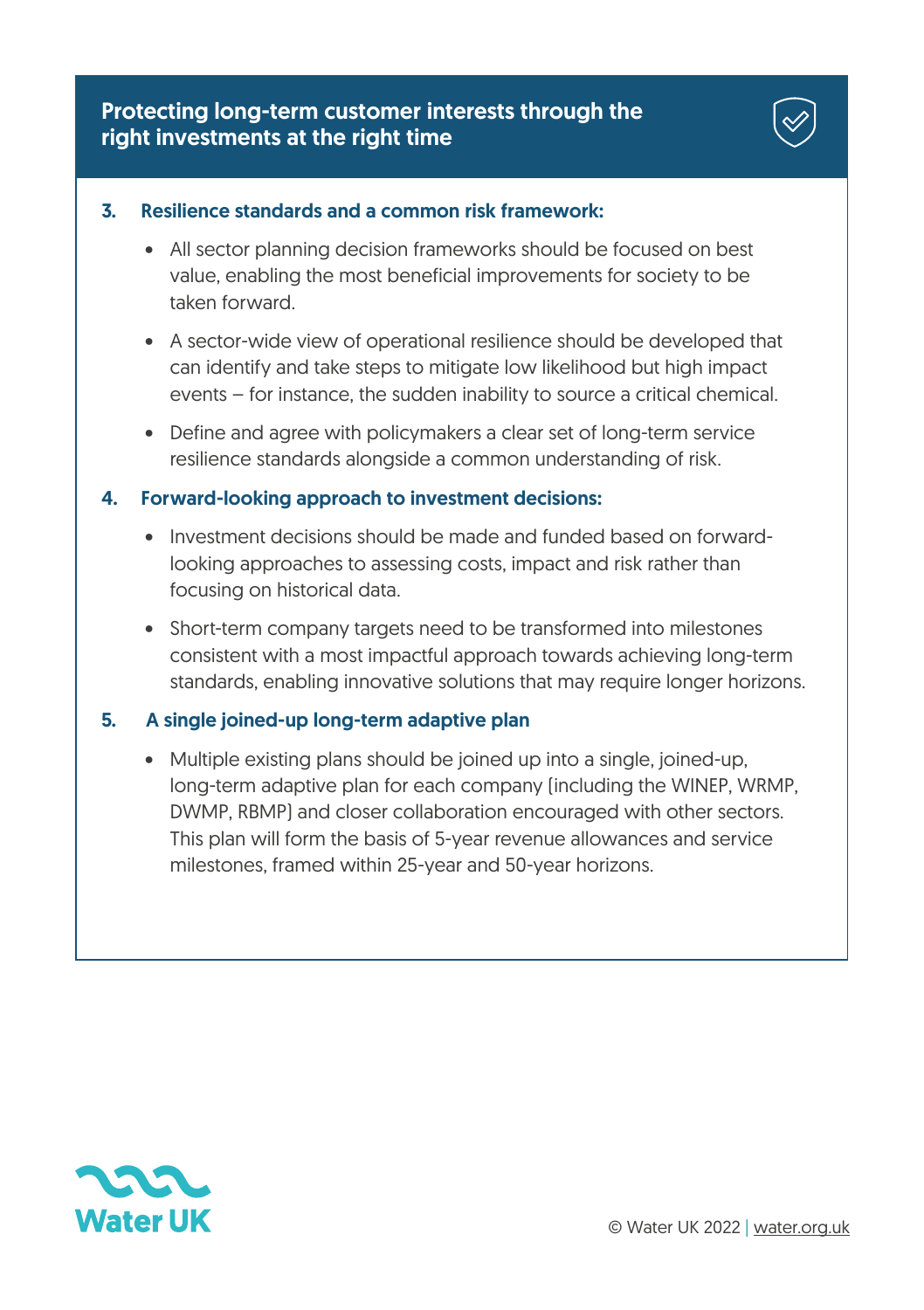## Protecting long-term customer interests through the right investments at the right time

### 3. Resilience standards and a common risk framework:

- All sector planning decision frameworks should be focused on best value, enabling the most beneficial improvements for society to be taken forward.
- A sector-wide view of operational resilience should be developed that can identify and take steps to mitigate low likelihood but high impact events – for instance, the sudden inability to source a critical chemical.
- Define and agree with policymakers a clear set of long-term service resilience standards alongside a common understanding of risk.

### 4. Forward-looking approach to investment decisions:

- Investment decisions should be made and funded based on forward-looking approaches to assessing costs, impact and risk rather than focusing on historical data.
- Short-term company targets need to be transformed into milestones consistent with a most impactful approach towards achieving long-term standards, enabling innovative solutions that may require longer horizons.

### 5. A single joined-up long-term adaptive plan

- Multiple existing plans should be joined up into a single, joined-up, long-term adaptive plan for each company (including the WINEP, WRMP, DWMP, RBMP) and closer collaboration encouraged with other sectors. This plan will form the basis of 5-year revenue allowances and service milestones, framed within 25-year and 50-year horizons.

Water UK

© Water UK 2022 | water.org.uk